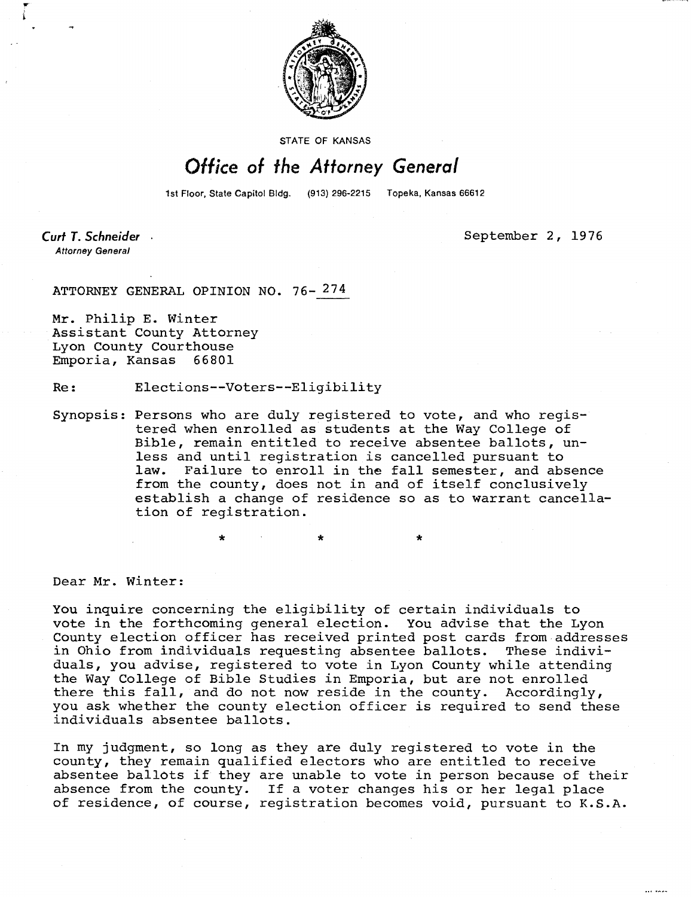STATE OF KANSAS

# Office of the Attorney General

1st Floor, State Capitol Bldg. (913) 296-2215 Topeka, Kansas 66612

*Curt T. Schneider*
Attorney General

September 2, 1976

ATTORNEY GENERAL OPINION NO. 76-274

Mr. Philip E. Winter
Assistant County Attorney
Lyon County Courthouse
Emporia, Kansas 66801

Re: Elections--Voters--Eligibility

Synopsis: Persons who are duly registered to vote, and who registered when enrolled as students at the Way College of Bible, remain entitled to receive absentee ballots, unless and until registration is cancelled pursuant to law. Failure to enroll in the fall semester, and absence from the county, does not in and of itself conclusively establish a change of residence so as to warrant cancellation of registration.

\* \* \*

Dear Mr. Winter:

You inquire concerning the eligibility of certain individuals to vote in the forthcoming general election. You advise that the Lyon County election officer has received printed post cards from addresses in Ohio from individuals requesting absentee ballots. These individuals, you advise, registered to vote in Lyon County while attending the Way College of Bible Studies in Emporia, but are not enrolled there this fall, and do not now reside in the county. Accordingly, you ask whether the county election officer is required to send these individuals absentee ballots.

In my judgment, so long as they are duly registered to vote in the county, they remain qualified electors who are entitled to receive absentee ballots if they are unable to vote in person because of their absence from the county. If a voter changes his or her legal place of residence, of course, registration becomes void, pursuant to K.S.A.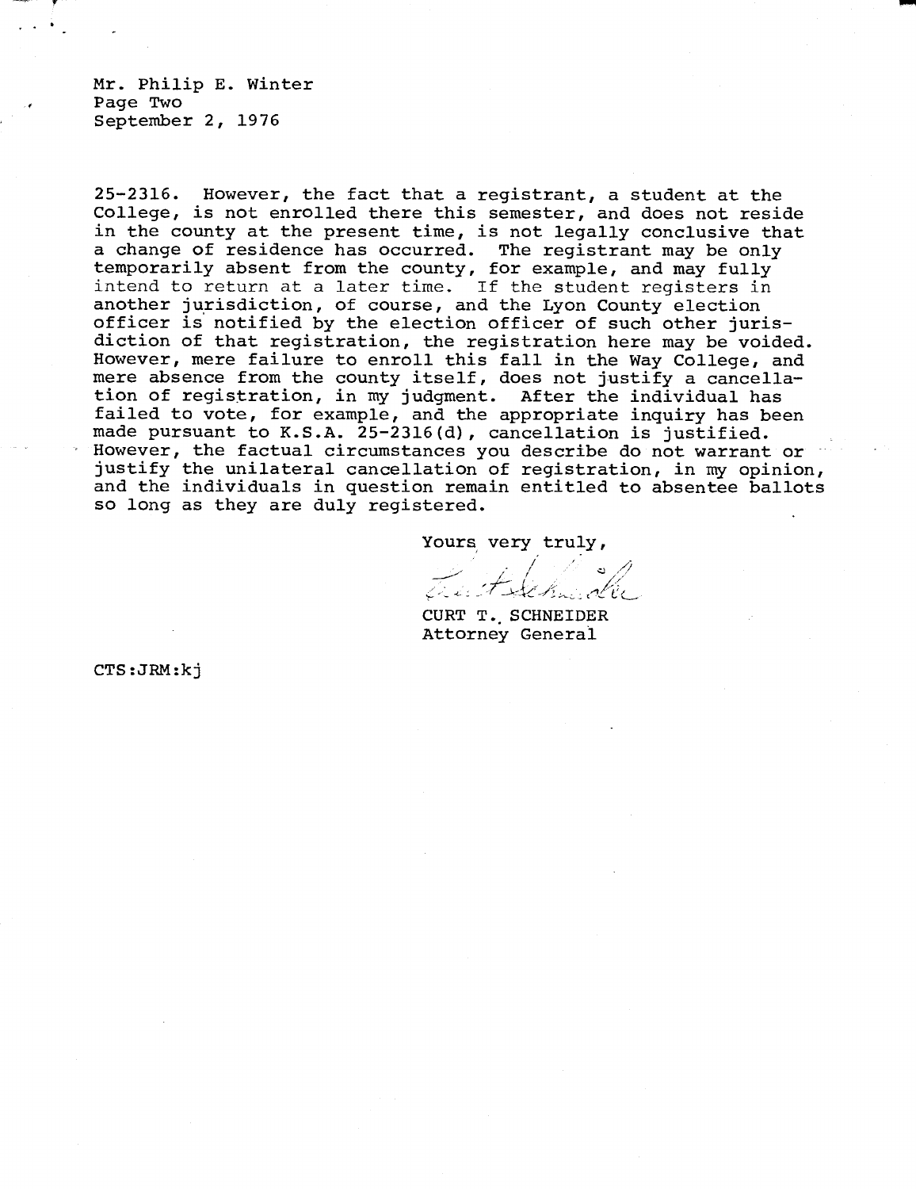Mr. Philip E. Winter
Page Two
September 2, 1976

25-2316. However, the fact that a registrant, a student at the College, is not enrolled there this semester, and does not reside in the county at the present time, is not legally conclusive that a change of residence has occurred. The registrant may be only temporarily absent from the county, for example, and may fully intend to return at a later time. If the student registers in another jurisdiction, of course, and the Lyon County election officer is notified by the election officer of such other jurisdiction of that registration, the registration here may be voided. However, mere failure to enroll this fall in the Way College, and mere absence from the county itself, does not justify a cancellation of registration, in my judgment. After the individual has failed to vote, for example, and the appropriate inquiry has been made pursuant to K.S.A. 25-2316(d), cancellation is justified. However, the factual circumstances you describe do not warrant or justify the unilateral cancellation of registration, in my opinion, and the individuals in question remain entitled to absentee ballots so long as they are duly registered.

Yours very truly,

CURT T. SCHNEIDER
Attorney General

CTS:JRM:kj